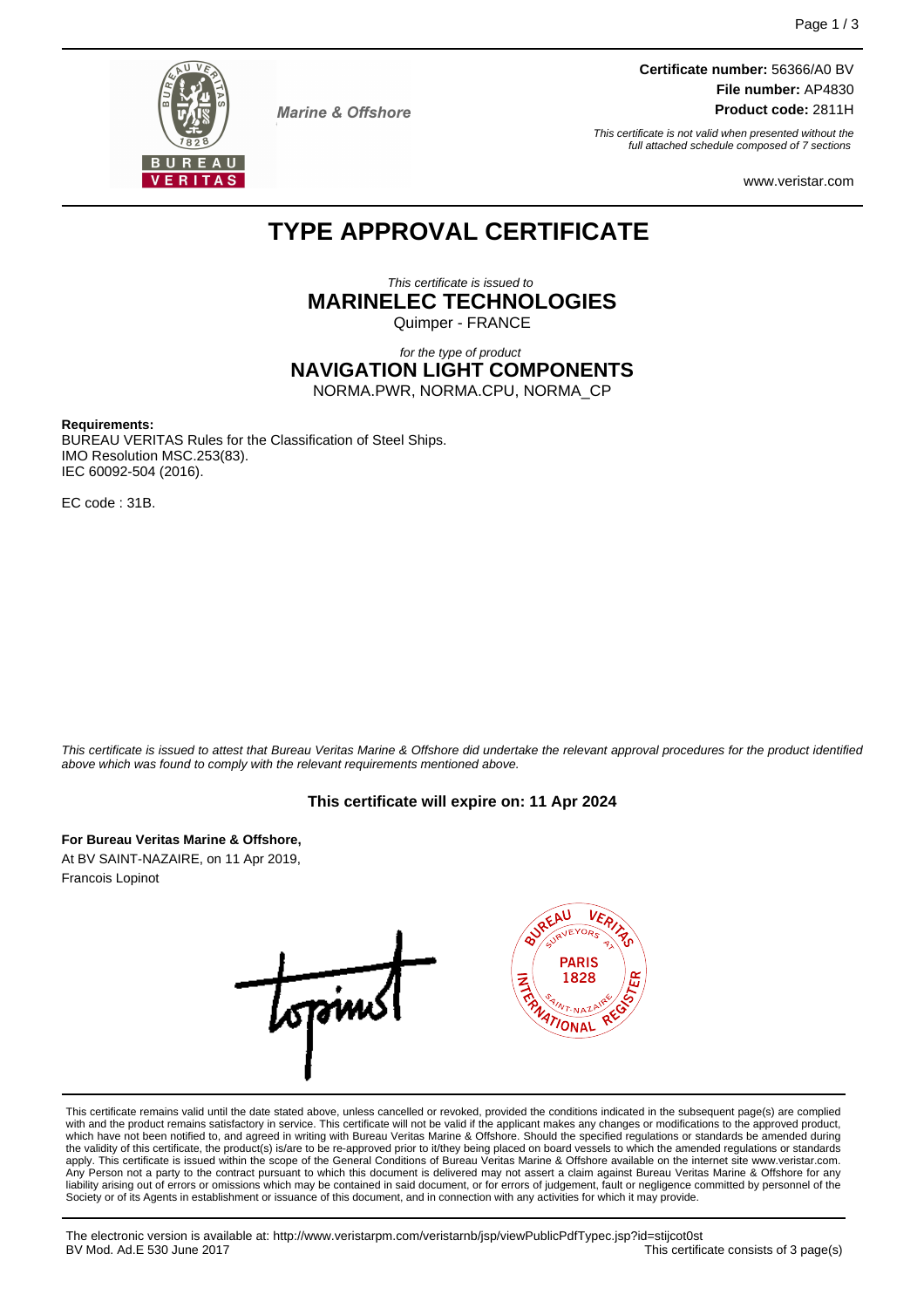Marine & Offshore

**Certificate number:** 56366/A0 BV
**File number:** AP4830
**Product code:** 2811H

*This certificate is not valid when presented without the full attached schedule composed of 7 sections*

www.veristar.com

# TYPE APPROVAL CERTIFICATE

*This certificate is issued to*
**MARINELEC TECHNOLOGIES**
Quimper - FRANCE

*for the type of product*
**NAVIGATION LIGHT COMPONENTS**
NORMA.PWR, NORMA.CPU, NORMA_CP

**Requirements:**
BUREAU VERITAS Rules for the Classification of Steel Ships.
IMO Resolution MSC.253(83).
IEC 60092-504 (2016).

EC code : 31B.

*This certificate is issued to attest that Bureau Veritas Marine & Offshore did undertake the relevant approval procedures for the product identified above which was found to comply with the relevant requirements mentioned above.*

**This certificate will expire on: 11 Apr 2024**

**For Bureau Veritas Marine & Offshore,**
At BV SAINT-NAZAIRE, on 11 Apr 2019,
Francois Lopinot

This certificate remains valid until the date stated above, unless cancelled or revoked, provided the conditions indicated in the subsequent page(s) are complied with and the product remains satisfactory in service. This certificate will not be valid if the applicant makes any changes or modifications to the approved product, which have not been notified to, and agreed in writing with Bureau Veritas Marine & Offshore. Should the specified regulations or standards be amended during the validity of this certificate, the product(s) is/are to be re-approved prior to it/they being placed on board vessels to which the amended regulations or standards apply. This certificate is issued within the scope of the General Conditions of Bureau Veritas Marine & Offshore available on the internet site www.veristar.com. Any Person not a party to the contract pursuant to which this document is delivered may not assert a claim against Bureau Veritas Marine & Offshore for any liability arising out of errors or omissions which may be contained in said document, or for errors of judgement, fault or negligence committed by personnel of the Society or of its Agents in establishment or issuance of this document, and in connection with any activities for which it may provide.

The electronic version is available at: http://www.veristarpm.com/veristarnb/jsp/viewPublicPdfTypec.jsp?id=stijcot0st
BV Mod. Ad.E 530 June 2017
This certificate consists of 3 page(s)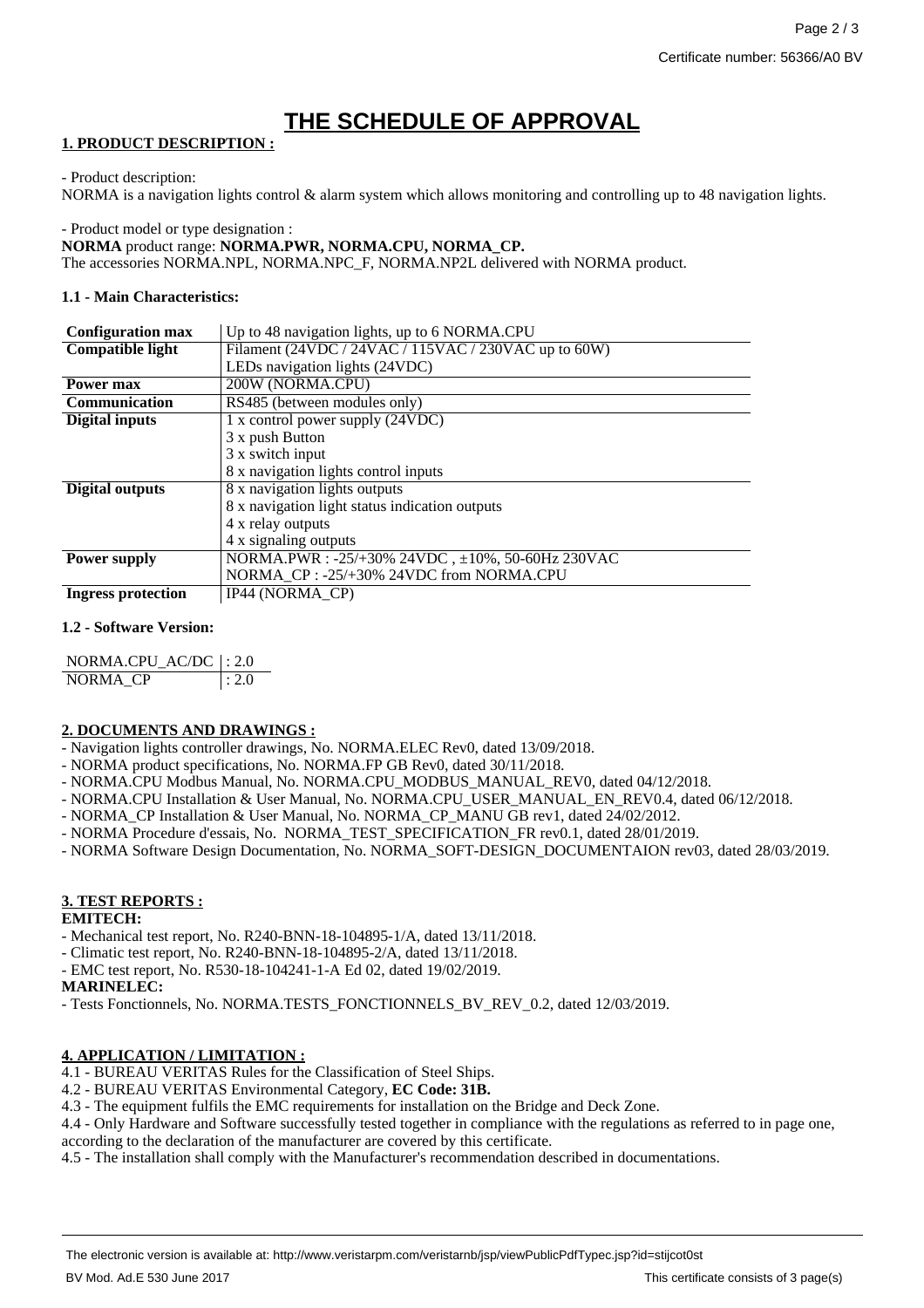Certificate number: 56366/A0 BV

# THE SCHEDULE OF APPROVAL

## 1. PRODUCT DESCRIPTION :

- Product description:

NORMA is a navigation lights control & alarm system which allows monitoring and controlling up to 48 navigation lights.

- Product model or type designation :

**NORMA** product range: **NORMA.PWR, NORMA.CPU, NORMA_CP.**

The accessories NORMA.NPL, NORMA.NPC_F, NORMA.NP2L delivered with NORMA product.

### 1.1 - Main Characteristics:

| | |
|---|---|
| **Configuration max** | Up to 48 navigation lights, up to 6 NORMA.CPU |
| **Compatible light** | Filament (24VDC / 24VAC / 115VAC / 230VAC up to 60W)<br>LEDs navigation lights (24VDC) |
| **Power max** | 200W (NORMA.CPU) |
| **Communication** | RS485 (between modules only) |
| **Digital inputs** | 1 x control power supply (24VDC)<br>3 x push Button<br>3 x switch input<br>8 x navigation lights control inputs |
| **Digital outputs** | 8 x navigation lights outputs<br>8 x navigation light status indication outputs<br>4 x relay outputs<br>4 x signaling outputs |
| **Power supply** | NORMA.PWR : -25/+30% 24VDC , ±10%, 50-60Hz 230VAC<br>NORMA_CP : -25/+30% 24VDC from NORMA.CPU |
| **Ingress protection** | IP44 (NORMA_CP) |

### 1.2 - Software Version:

| | |
|---|---|
| NORMA.CPU_AC/DC | : 2.0 |
| NORMA_CP | : 2.0 |

## 2. DOCUMENTS AND DRAWINGS :

- Navigation lights controller drawings, No. NORMA.ELEC Rev0, dated 13/09/2018.
- NORMA product specifications, No. NORMA.FP GB Rev0, dated 30/11/2018.
- NORMA.CPU Modbus Manual, No. NORMA.CPU_MODBUS_MANUAL_REV0, dated 04/12/2018.
- NORMA.CPU Installation & User Manual, No. NORMA.CPU_USER_MANUAL_EN_REV0.4, dated 06/12/2018.
- NORMA_CP Installation & User Manual, No. NORMA_CP_MANU GB rev1, dated 24/02/2012.
- NORMA Procedure d'essais, No. NORMA_TEST_SPECIFICATION_FR rev0.1, dated 28/01/2019.
- NORMA Software Design Documentation, No. NORMA_SOFT-DESIGN_DOCUMENTAION rev03, dated 28/03/2019.

## 3. TEST REPORTS :

**EMITECH:**

- Mechanical test report, No. R240-BNN-18-104895-1/A, dated 13/11/2018.
- Climatic test report, No. R240-BNN-18-104895-2/A, dated 13/11/2018.
- EMC test report, No. R530-18-104241-1-A Ed 02, dated 19/02/2019.

**MARINELEC:**

- Tests Fonctionnels, No. NORMA.TESTS_FONCTIONNELS_BV_REV_0.2, dated 12/03/2019.

## 4. APPLICATION / LIMITATION :

4.1 - BUREAU VERITAS Rules for the Classification of Steel Ships.

4.2 - BUREAU VERITAS Environmental Category, **EC Code: 31B.**

4.3 - The equipment fulfils the EMC requirements for installation on the Bridge and Deck Zone.

4.4 - Only Hardware and Software successfully tested together in compliance with the regulations as referred to in page one, according to the declaration of the manufacturer are covered by this certificate.

4.5 - The installation shall comply with the Manufacturer's recommendation described in documentations.

The electronic version is available at: http://www.veristarpm.com/veristarnb/jsp/viewPublicPdfTypec.jsp?id=stijcot0st

BV Mod. Ad.E 530 June 2017 — This certificate consists of 3 page(s)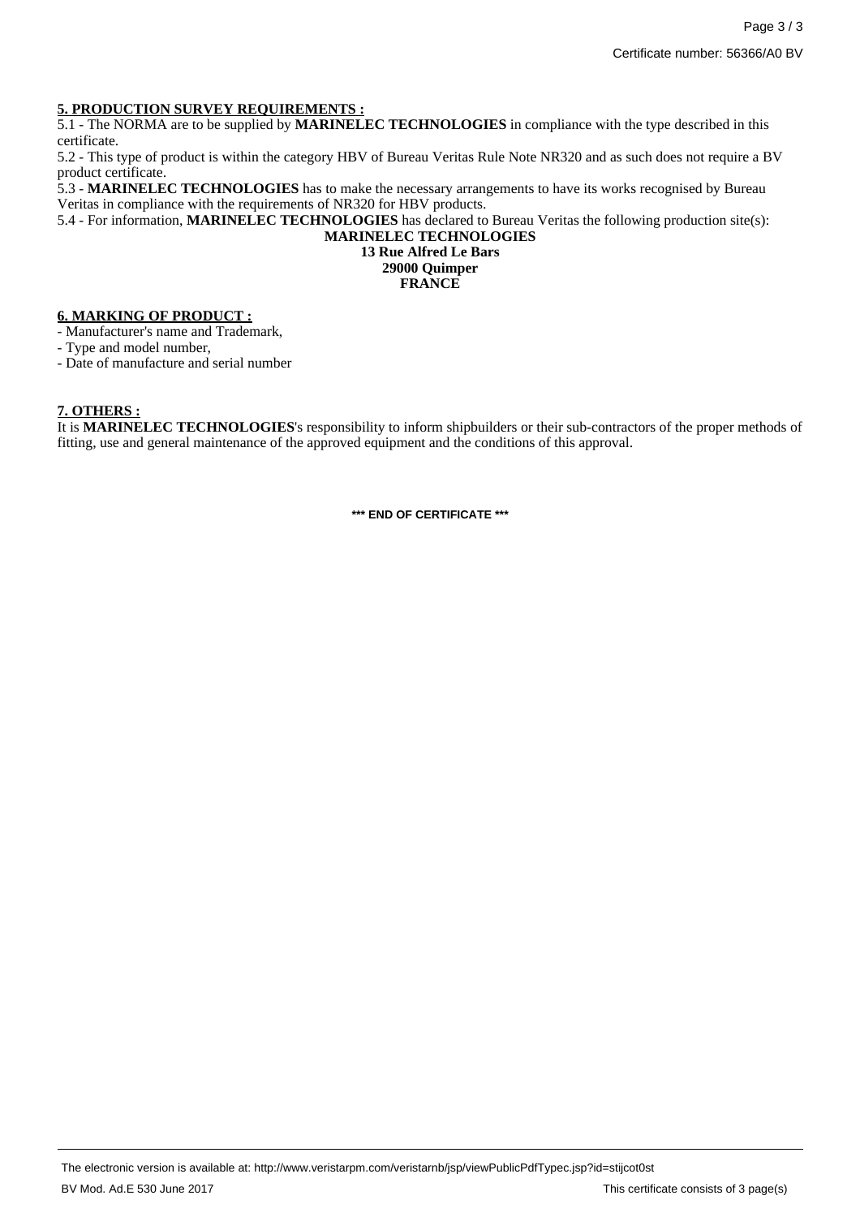## 5. PRODUCTION SURVEY REQUIREMENTS :

5.1 - The NORMA are to be supplied by **MARINELEC TECHNOLOGIES** in compliance with the type described in this certificate.

5.2 - This type of product is within the category HBV of Bureau Veritas Rule Note NR320 and as such does not require a BV product certificate.

5.3 - **MARINELEC TECHNOLOGIES** has to make the necessary arrangements to have its works recognised by Bureau Veritas in compliance with the requirements of NR320 for HBV products.

5.4 - For information, **MARINELEC TECHNOLOGIES** has declared to Bureau Veritas the following production site(s):

**MARINELEC TECHNOLOGIES**
**13 Rue Alfred Le Bars**
**29000 Quimper**
**FRANCE**

## 6. MARKING OF PRODUCT :

- Manufacturer's name and Trademark,
- Type and model number,
- Date of manufacture and serial number

## 7. OTHERS :

It is **MARINELEC TECHNOLOGIES**'s responsibility to inform shipbuilders or their sub-contractors of the proper methods of fitting, use and general maintenance of the approved equipment and the conditions of this approval.

**\*\*\* END OF CERTIFICATE \*\*\***

The electronic version is available at: http://www.veristarpm.com/veristarnb/jsp/viewPublicPdfTypec.jsp?id=stijcot0st

BV Mod. Ad.E 530 June 2017

This certificate consists of 3 page(s)